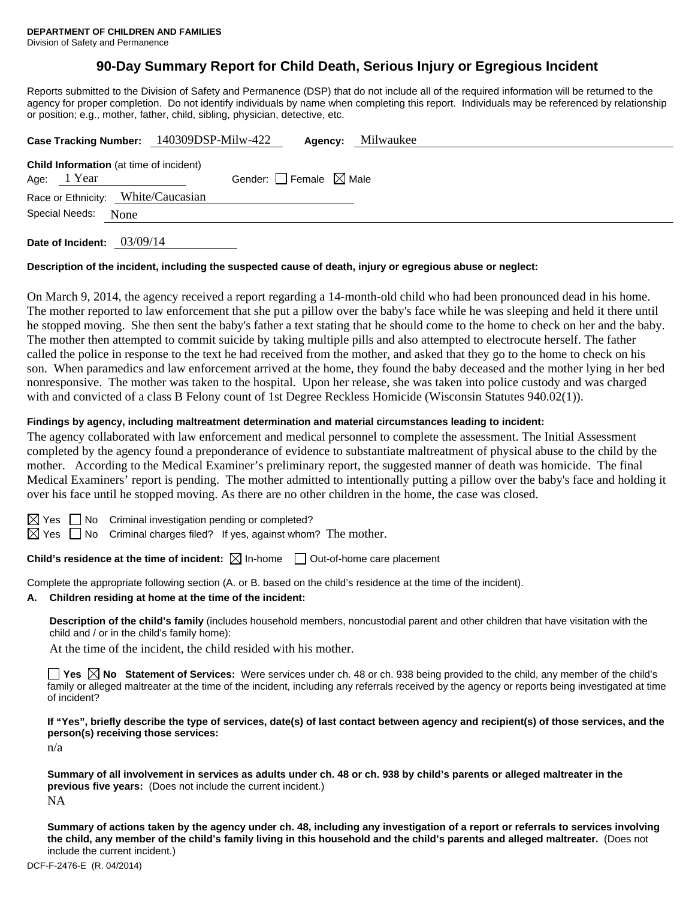**DEPARTMENT OF CHILDREN AND FAMILIES**
Division of Safety and Permanence

# 90-Day Summary Report for Child Death, Serious Injury or Egregious Incident

Reports submitted to the Division of Safety and Permanence (DSP) that do not include all of the required information will be returned to the agency for proper completion. Do not identify individuals by name when completing this report. Individuals may be referenced by relationship or position; e.g., mother, father, child, sibling, physician, detective, etc.

**Case Tracking Number:** 140309DSP-Milw-422 **Agency:** Milwaukee

**Child Information** (at time of incident)
Age: 1 Year Gender: ☐ Female ☒ Male
Race or Ethnicity: White/Caucasian
Special Needs: None

**Date of Incident:** 03/09/14

**Description of the incident, including the suspected cause of death, injury or egregious abuse or neglect:**

On March 9, 2014, the agency received a report regarding a 14-month-old child who had been pronounced dead in his home. The mother reported to law enforcement that she put a pillow over the baby's face while he was sleeping and held it there until he stopped moving. She then sent the baby's father a text stating that he should come to the home to check on her and the baby. The mother then attempted to commit suicide by taking multiple pills and also attempted to electrocute herself. The father called the police in response to the text he had received from the mother, and asked that they go to the home to check on his son. When paramedics and law enforcement arrived at the home, they found the baby deceased and the mother lying in her bed nonresponsive. The mother was taken to the hospital. Upon her release, she was taken into police custody and was charged with and convicted of a class B Felony count of 1st Degree Reckless Homicide (Wisconsin Statutes 940.02(1)).

**Findings by agency, including maltreatment determination and material circumstances leading to incident:**

The agency collaborated with law enforcement and medical personnel to complete the assessment. The Initial Assessment completed by the agency found a preponderance of evidence to substantiate maltreatment of physical abuse to the child by the mother. According to the Medical Examiner's preliminary report, the suggested manner of death was homicide. The final Medical Examiners' report is pending. The mother admitted to intentionally putting a pillow over the baby's face and holding it over his face until he stopped moving. As there are no other children in the home, the case was closed.

☒ Yes ☐ No Criminal investigation pending or completed?
☒ Yes ☐ No Criminal charges filed? If yes, against whom? The mother.

**Child's residence at the time of incident:** ☒ In-home ☐ Out-of-home care placement

Complete the appropriate following section (A. or B. based on the child's residence at the time of the incident).

**A. Children residing at home at the time of the incident:**

**Description of the child's family** (includes household members, noncustodial parent and other children that have visitation with the child and / or in the child's family home):

At the time of the incident, the child resided with his mother.

☐ **Yes** ☒ **No Statement of Services:** Were services under ch. 48 or ch. 938 being provided to the child, any member of the child's family or alleged maltreater at the time of the incident, including any referrals received by the agency or reports being investigated at time of incident?

**If "Yes", briefly describe the type of services, date(s) of last contact between agency and recipient(s) of those services, and the person(s) receiving those services:**

n/a

**Summary of all involvement in services as adults under ch. 48 or ch. 938 by child's parents or alleged maltreater in the previous five years:** (Does not include the current incident.)

NA

**Summary of actions taken by the agency under ch. 48, including any investigation of a report or referrals to services involving the child, any member of the child's family living in this household and the child's parents and alleged maltreater.** (Does not include the current incident.)

DCF-F-2476-E (R. 04/2014)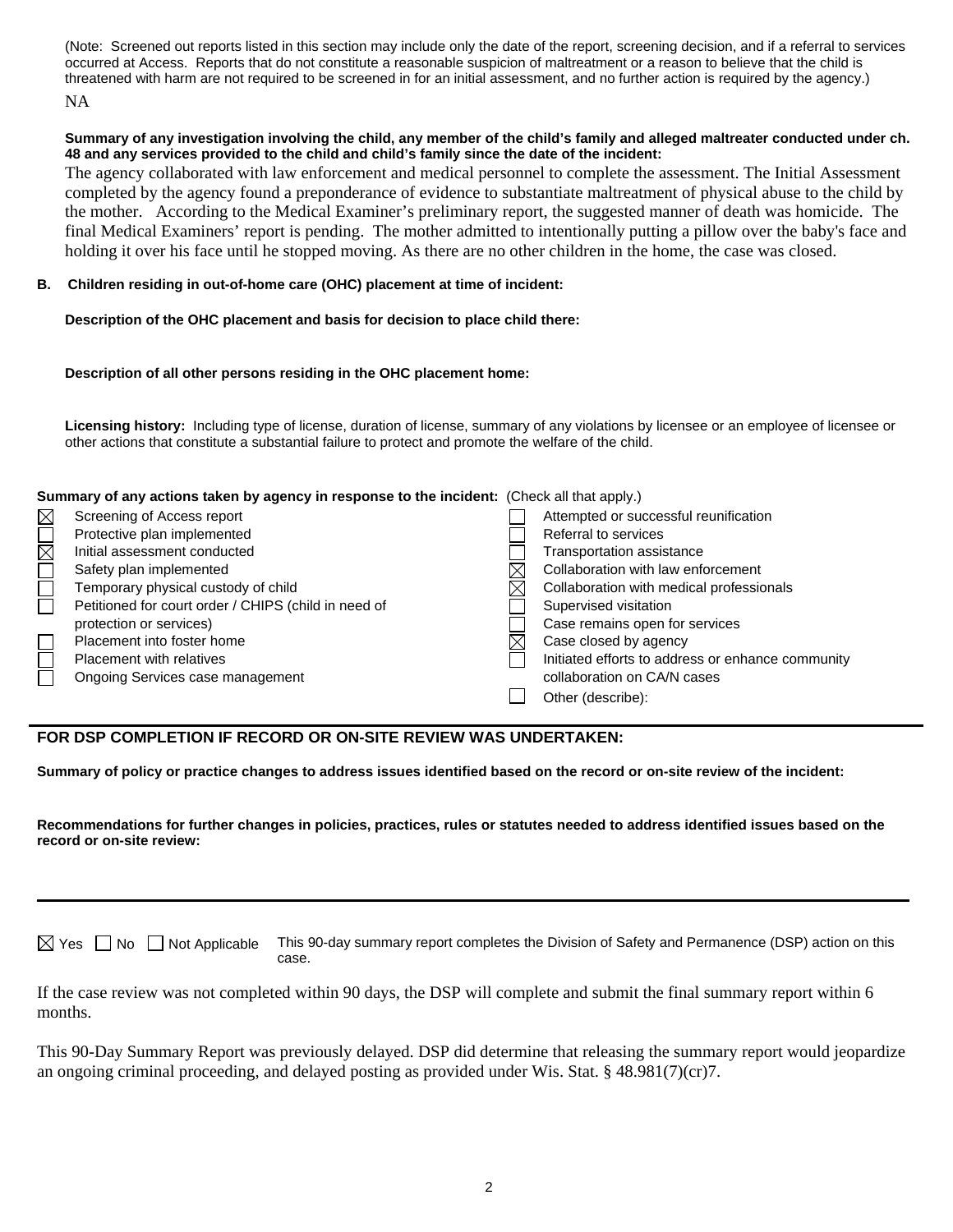(Note: Screened out reports listed in this section may include only the date of the report, screening decision, and if a referral to services occurred at Access. Reports that do not constitute a reasonable suspicion of maltreatment or a reason to believe that the child is threatened with harm are not required to be screened in for an initial assessment, and no further action is required by the agency.)

NA

**Summary of any investigation involving the child, any member of the child's family and alleged maltreater conducted under ch. 48 and any services provided to the child and child's family since the date of the incident:**

The agency collaborated with law enforcement and medical personnel to complete the assessment. The Initial Assessment completed by the agency found a preponderance of evidence to substantiate maltreatment of physical abuse to the child by the mother. According to the Medical Examiner's preliminary report, the suggested manner of death was homicide. The final Medical Examiners' report is pending. The mother admitted to intentionally putting a pillow over the baby's face and holding it over his face until he stopped moving. As there are no other children in the home, the case was closed.

**B. Children residing in out-of-home care (OHC) placement at time of incident:**

**Description of the OHC placement and basis for decision to place child there:**

**Description of all other persons residing in the OHC placement home:**

**Licensing history:** Including type of license, duration of license, summary of any violations by licensee or an employee of licensee or other actions that constitute a substantial failure to protect and promote the welfare of the child.

**Summary of any actions taken by agency in response to the incident:** (Check all that apply.)

- ☒ Screening of Access report
- ☐ Protective plan implemented
- ☒ Initial assessment conducted
- ☐ Safety plan implemented
- ☐ Temporary physical custody of child
- ☐ Petitioned for court order / CHIPS (child in need of protection or services)
- ☐ Placement into foster home
- ☐ Placement with relatives
- ☐ Ongoing Services case management
- ☐ Attempted or successful reunification
- ☐ Referral to services
- ☐ Transportation assistance
- ☒ Collaboration with law enforcement
- ☒ Collaboration with medical professionals
- ☐ Supervised visitation
- ☐ Case remains open for services
- ☒ Case closed by agency
- ☐ Initiated efforts to address or enhance community collaboration on CA/N cases
- ☐ Other (describe):

## FOR DSP COMPLETION IF RECORD OR ON-SITE REVIEW WAS UNDERTAKEN:

**Summary of policy or practice changes to address issues identified based on the record or on-site review of the incident:**

**Recommendations for further changes in policies, practices, rules or statutes needed to address identified issues based on the record or on-site review:**

☒ Yes ☐ No ☐ Not Applicable This 90-day summary report completes the Division of Safety and Permanence (DSP) action on this case.

If the case review was not completed within 90 days, the DSP will complete and submit the final summary report within 6 months.

This 90-Day Summary Report was previously delayed. DSP did determine that releasing the summary report would jeopardize an ongoing criminal proceeding, and delayed posting as provided under Wis. Stat. § 48.981(7)(cr)7.